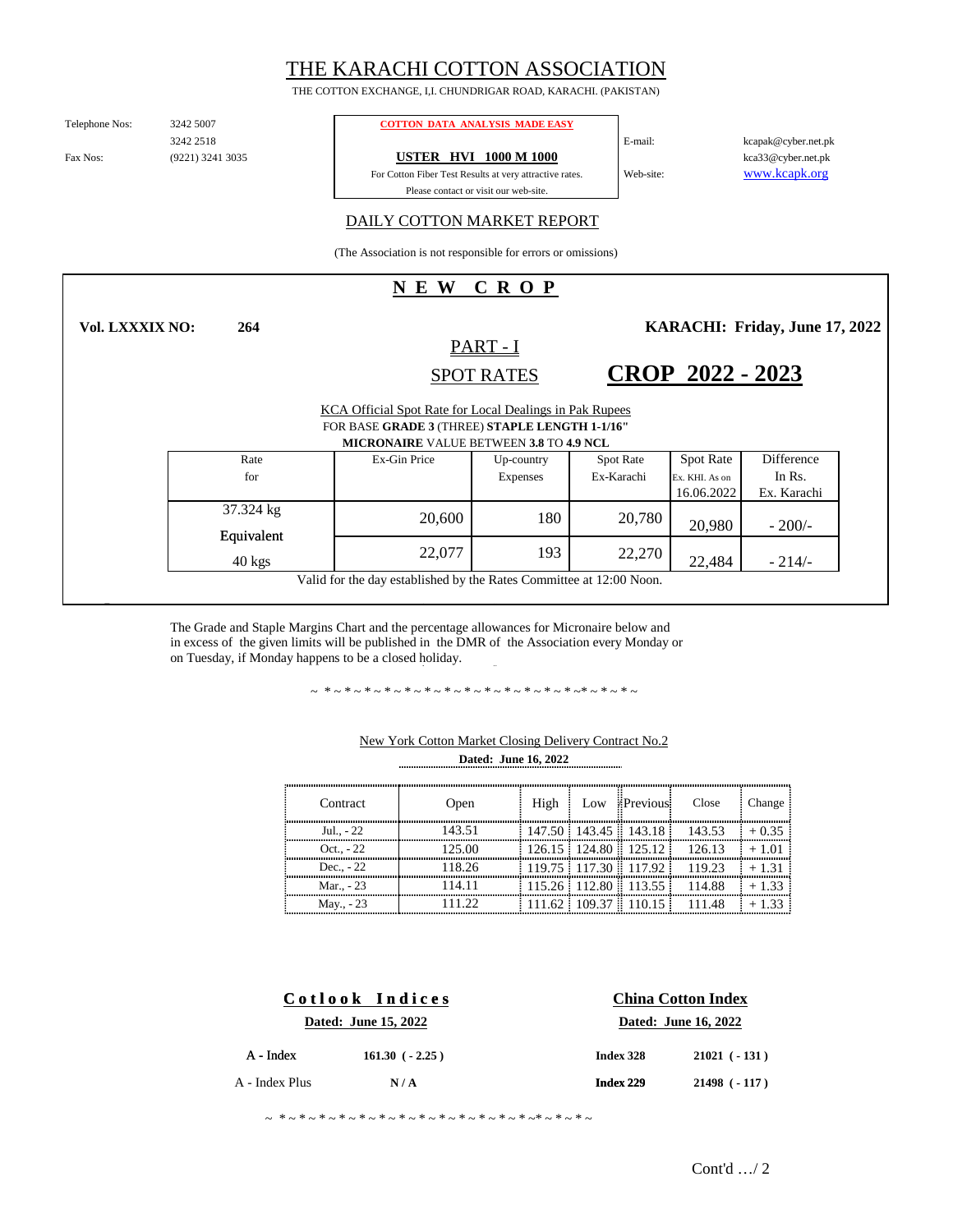# THE KARACHI COTTON ASSOCIATION

THE COTTON EXCHANGE, I.I. CHUNDRIGAR ROAD, KARACHI. (PAKISTAN)

Telephone Nos: 3242 5007
3242 2518
Fax Nos: (9221) 3241 3035

**COTTON DATA ANALYSIS MADE EASY**

**USTER HVI 1000 M 1000**

For Cotton Fiber Test Results at very attractive rates.
Please contact or visit our web-site.

E-mail: kcapak@cyber.net.pk
kca33@cyber.net.pk
Web-site: www.kcapk.org

## DAILY COTTON MARKET REPORT

(The Association is not responsible for errors or omissions)

## N E W C R O P

**Vol. LXXXIX NO: 264** **KARACHI: Friday, June 17, 2022**

### PART - I

### SPOT RATES

### CROP 2022 - 2023

KCA Official Spot Rate for Local Dealings in Pak Rupees
FOR BASE **GRADE 3** (THREE) **STAPLE LENGTH 1-1/16"**
**MICRONAIRE** VALUE BETWEEN **3.8** TO **4.9 NCL**

| Rate for | Ex-Gin Price | Up-country Expenses | Spot Rate Ex-Karachi | Spot Rate Ex. KHI. As on 16.06.2022 | Difference In Rs. Ex. Karachi |
|---|---|---|---|---|---|
| 37.324 kg | 20,600 | 180 | 20,780 | 20,980 | - 200/- |
| Equivalent 40 kgs | 22,077 | 193 | 22,270 | 22,484 | - 214/- |

Valid for the day established by the Rates Committee at 12:00 Noon.

The Grade and Staple Margins Chart and the percentage allowances for Micronaire below and in excess of the given limits will be published in the DMR of the Association every Monday or on Tuesday, if Monday happens to be a closed holiday.

~ * ~ * ~ * ~ * ~ * ~ * ~ * ~ * ~ * ~ * ~ * ~ * ~ * ~ * ~ * ~* ~ * ~ * ~

New York Cotton Market Closing Delivery Contract No.2

**Dated: June 16, 2022**

| Contract | Open | High | Low | Previous | Close | Change |
|---|---|---|---|---|---|---|
| Jul., - 22 | 143.51 | 147.50 | 143.45 | 143.18 | 143.53 | + 0.35 |
| Oct., - 22 | 125.00 | 126.15 | 124.80 | 125.12 | 126.13 | + 1.01 |
| Dec., - 22 | 118.26 | 119.75 | 117.30 | 117.92 | 119.23 | + 1.31 |
| Mar., - 23 | 114.11 | 115.26 | 112.80 | 113.55 | 114.88 | + 1.33 |
| May., - 23 | 111.22 | 111.62 | 109.37 | 110.15 | 111.48 | + 1.33 |

**C o t l o o k I n d i c e s**

**Dated: June 15, 2022**

| | |
|---|---|
| A - Index | **161.30 ( - 2.25 )** |
| A - Index Plus | **N / A** |

**China Cotton Index**

**Dated: June 16, 2022**

| | |
|---|---|
| **Index 328** | **21021 ( - 131 )** |
| **Index 229** | **21498 ( - 117 )** |

~ * ~ * ~ * ~ * ~ * ~ * ~ * ~ * ~ * ~ * ~ * ~ * ~ * ~ * ~ * ~* ~ * ~ * ~

Cont'd …/ 2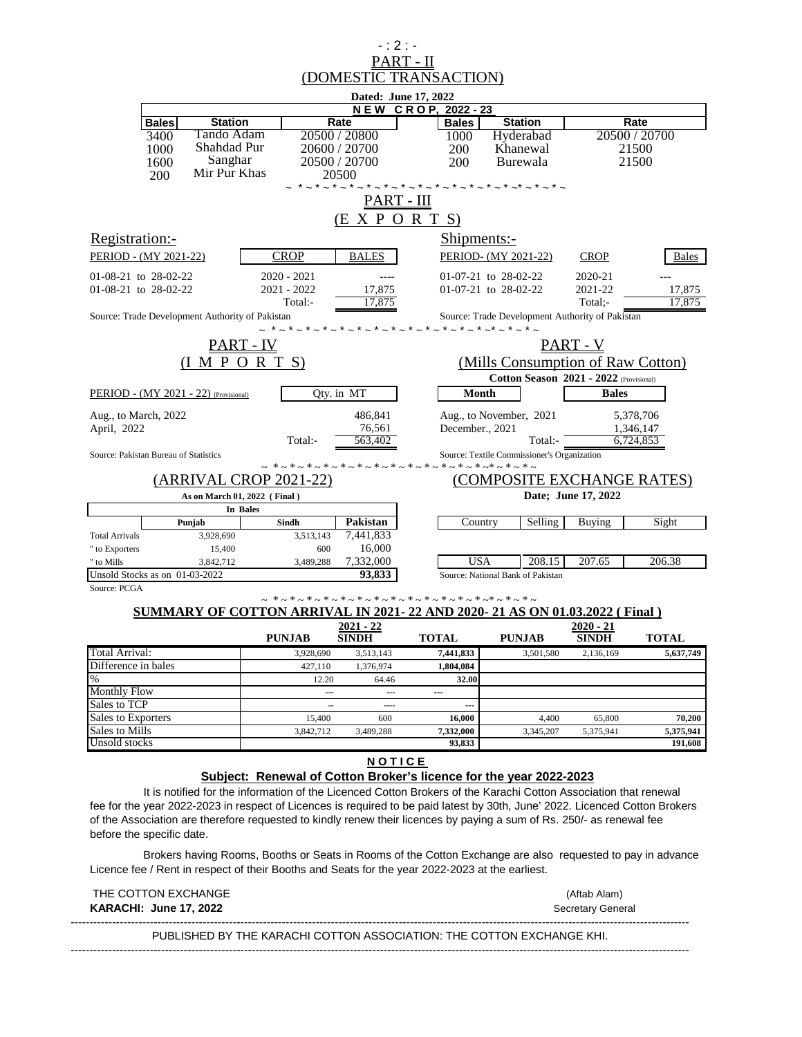# PART - II
## (DOMESTIC TRANSACTION)

**Dated: June 17, 2022**

**NEW CROP, 2022 - 23**

| Bales | Station | Rate | Bales | Station | Rate |
|---|---|---|---|---|---|
| 3400 | Tando Adam | 20500 / 20800 | 1000 | Hyderabad | 20500 / 20700 |
| 1000 | Shahdad Pur | 20600 / 20700 | 200 | Khanewal | 21500 |
| 1600 | Sanghar | 20500 / 20700 | 200 | Burewala | 21500 |
| 200 | Mir Pur Khas | 20500 | | | |

~ * ~ * ~ * ~ * ~ * ~ * ~ * ~ * ~ * ~ * ~ * ~ * ~ * ~* ~ * ~ * ~

# PART - III
## (E X P O R T S)

**Registration:-**

| PERIOD - (MY 2021-22) | CROP | BALES |
|---|---|---|
| 01-08-21 to 28-02-22 | 2020 - 2021 | ---- |
| 01-08-21 to 28-02-22 | 2021 - 2022 | 17,875 |
| | Total:- | 17,875 |

Source: Trade Development Authority of Pakistan

**Shipments:-**

| PERIOD- (MY 2021-22) | CROP | Bales |
|---|---|---|
| 01-07-21 to 28-02-22 | 2020-21 | ---- |
| 01-07-21 to 28-02-22 | 2021-22 | 17,875 |
| | Total;- | 17,875 |

Source: Trade Development Authority of Pakistan

~ * ~ * ~ * ~ * ~ * ~ * ~ * ~ * ~ * ~ * ~ * ~ * ~ *~ * ~ * ~

# PART - IV
## (I M P O R T S)

| PERIOD - (MY 2021 - 22) (Provisional) | | Qty. in MT |
|---|---|---|
| Aug., to March, 2022 | | 486,841 |
| April, 2022 | | 76,561 |
| | Total:- | 563,402 |

Source: Pakistan Bureau of Statistics

# PART - V
## (Mills Consumption of Raw Cotton)

**Cotton Season 2021 - 2022** (Provisional)

| Month | | Bales |
|---|---|---|
| Aug., to November, 2021 | | 5,378,706 |
| December., 2021 | | 1,346,147 |
| | Total:- | 6,724,853 |

Source: Textile Commissioner's Organization

~ * ~ * ~ * ~ * ~ * ~ * ~ * ~ * ~ * ~ * ~ * ~ * ~ * ~*~ * ~ * ~

## (ARRIVAL CROP 2021-22)

**As on March 01, 2022 ( Final )**

**In Bales**

| | Punjab | Sindh | Pakistan |
|---|---|---|---|
| Total Arrivals | 3,928,690 | 3,513,143 | 7,441,833 |
| " to Exporters | 15,400 | 600 | 16,000 |
| " to Mills | 3,842,712 | 3,489,288 | 7,332,000 |
| Unsold Stocks as on 01-03-2022 | | | **93,833** |

Source: PCGA

## (COMPOSITE EXCHANGE RATES)

**Date; June 17, 2022**

| Country | Selling | Buying | Sight |
|---|---|---|---|
| USA | 208.15 | 207.65 | 206.38 |

Source: National Bank of Pakistan

~ * ~ * ~ * ~ * ~ * ~ * ~ * ~ * ~ * ~ * ~ * ~ * ~ * ~*~ * ~ * ~

## SUMMARY OF COTTON ARRIVAL IN 2021- 22 AND 2020- 21 AS ON 01.03.2022 ( Final )

| | 2021 - 22 | | | 2020 - 21 | | |
|---|---|---|---|---|---|---|
| | **PUNJAB** | **SINDH** | **TOTAL** | **PUNJAB** | **SINDH** | **TOTAL** |
| Total Arrival: | 3,928,690 | 3,513,143 | **7,441,833** | 3,501,580 | 2,136,169 | **5,637,749** |
| Difference in bales | 427,110 | 1,376,974 | **1,804,084** | | | |
| % | 12.20 | 64.46 | **32.00** | | | |
| Monthly Flow | --- | --- | --- | | | |
| Sales to TCP | -- | ---- | --- | | | |
| Sales to Exporters | 15,400 | 600 | **16,000** | 4,400 | 65,800 | **70,200** |
| Sales to Mills | 3,842,712 | 3,489,288 | **7,332,000** | 3,345,207 | 5,375,941 | **5,375,941** |
| Unsold stocks | | | **93,833** | | | **191,608** |

## NOTICE

**Subject: Renewal of Cotton Broker's licence for the year 2022-2023**

It is notified for the information of the Licenced Cotton Brokers of the Karachi Cotton Association that renewal fee for the year 2022-2023 in respect of Licences is required to be paid latest by 30th, June' 2022. Licenced Cotton Brokers of the Association are therefore requested to kindly renew their licences by paying a sum of Rs. 250/- as renewal fee before the specific date.

Brokers having Rooms, Booths or Seats in Rooms of the Cotton Exchange are also requested to pay in advance Licence fee / Rent in respect of their Booths and Seats for the year 2022-2023 at the earliest.

THE COTTON EXCHANGE
**KARACHI: June 17, 2022**

(Aftab Alam)
Secretary General

PUBLISHED BY THE KARACHI COTTON ASSOCIATION: THE COTTON EXCHANGE KHI.